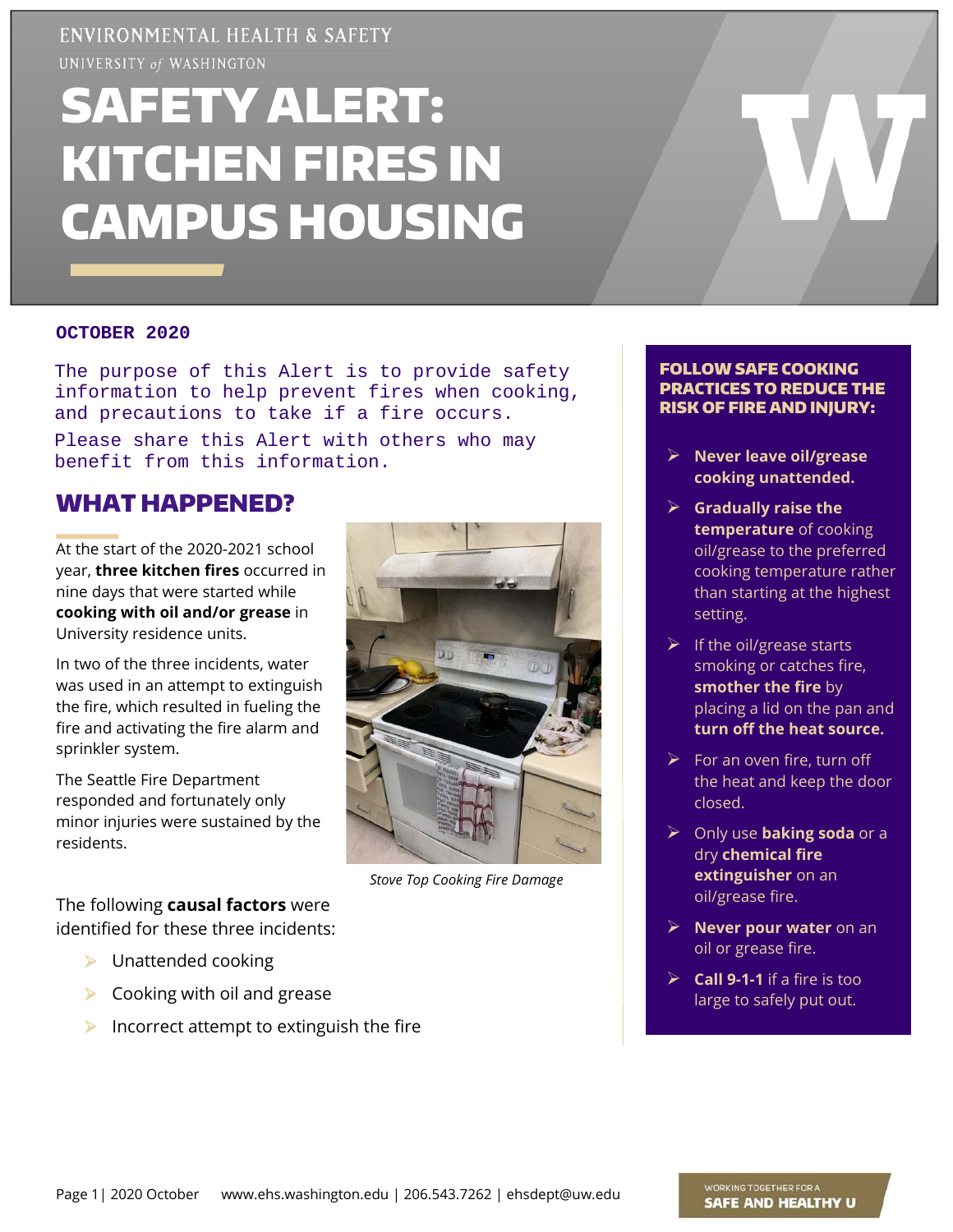ENVIRONMENTAL HEALTH & SAFETY

UNIVERSITY of WASHINGTON

# SAFETY ALERT: KITCHEN FIRES IN CAMPUS HOUSING

**OCTOBER 2020**

The purpose of this Alert is to provide safety information to help prevent fires when cooking, and precautions to take if a fire occurs.

Please share this Alert with others who may benefit from this information.

## WHAT HAPPENED?

At the start of the 2020-2021 school year, **three kitchen fires** occurred in nine days that were started while **cooking with oil and/or grease** in University residence units.

In two of the three incidents, water was used in an attempt to extinguish the fire, which resulted in fueling the fire and activating the fire alarm and sprinkler system.

The Seattle Fire Department responded and fortunately only minor injuries were sustained by the residents.

*Stove Top Cooking Fire Damage*

The following **causal factors** were identified for these three incidents:

- Unattended cooking
- Cooking with oil and grease
- Incorrect attempt to extinguish the fire

## FOLLOW SAFE COOKING PRACTICES TO REDUCE THE RISK OF FIRE AND INJURY:

- **Never leave oil/grease cooking unattended.**
- **Gradually raise the temperature** of cooking oil/grease to the preferred cooking temperature rather than starting at the highest setting.
- If the oil/grease starts smoking or catches fire, **smother the fire** by placing a lid on the pan and **turn off the heat source.**
- For an oven fire, turn off the heat and keep the door closed.
- Only use **baking soda** or a dry **chemical fire extinguisher** on an oil/grease fire.
- **Never pour water** on an oil or grease fire.
- **Call 9-1-1** if a fire is too large to safely put out.

www.ehs.washington.edu | 206.543.7262 | ehsdept@uw.edu

WORKING TOGETHER FOR A SAFE AND HEALTHY U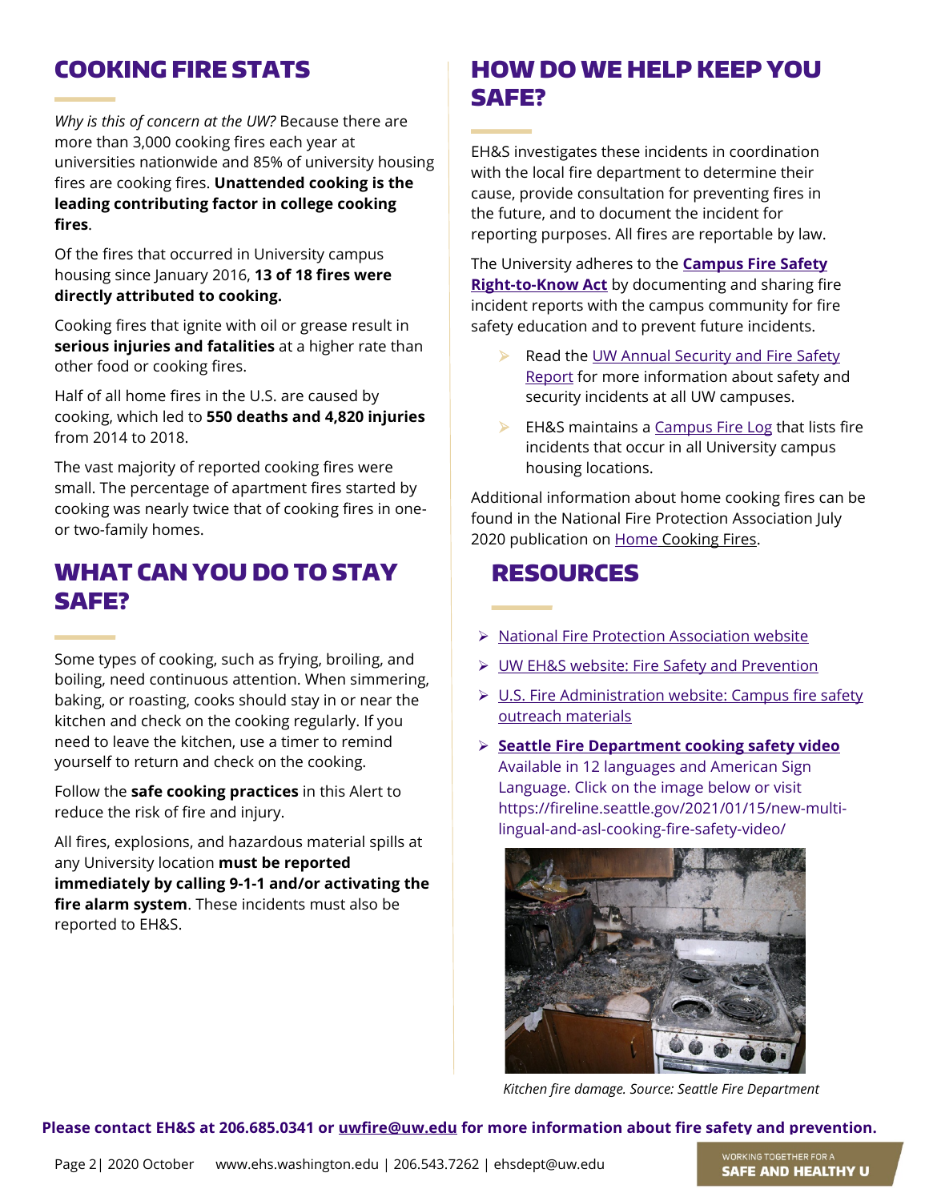## COOKING FIRE STATS

*Why is this of concern at the UW?* Because there are more than 3,000 cooking fires each year at universities nationwide and 85% of university housing fires are cooking fires. **Unattended cooking is the leading contributing factor in college cooking fires**.

Of the fires that occurred in University campus housing since January 2016, **13 of 18 fires were directly attributed to cooking.**

Cooking fires that ignite with oil or grease result in **serious injuries and fatalities** at a higher rate than other food or cooking fires.

Half of all home fires in the U.S. are caused by cooking, which led to **550 deaths and 4,820 injuries** from 2014 to 2018.

The vast majority of reported cooking fires were small. The percentage of apartment fires started by cooking was nearly twice that of cooking fires in one- or two-family homes.

## WHAT CAN YOU DO TO STAY SAFE?

Some types of cooking, such as frying, broiling, and boiling, need continuous attention. When simmering, baking, or roasting, cooks should stay in or near the kitchen and check on the cooking regularly. If you need to leave the kitchen, use a timer to remind yourself to return and check on the cooking.

Follow the **safe cooking practices** in this Alert to reduce the risk of fire and injury.

All fires, explosions, and hazardous material spills at any University location **must be reported immediately by calling 9-1-1 and/or activating the fire alarm system**. These incidents must also be reported to EH&S.

## HOW DO WE HELP KEEP YOU SAFE?

EH&S investigates these incidents in coordination with the local fire department to determine their cause, provide consultation for preventing fires in the future, and to document the incident for reporting purposes. All fires are reportable by law.

The University adheres to the **Campus Fire Safety Right-to-Know Act** by documenting and sharing fire incident reports with the campus community for fire safety education and to prevent future incidents.

- Read the UW Annual Security and Fire Safety Report for more information about safety and security incidents at all UW campuses.
- EH&S maintains a Campus Fire Log that lists fire incidents that occur in all University campus housing locations.

Additional information about home cooking fires can be found in the National Fire Protection Association July 2020 publication on Home Cooking Fires.

## RESOURCES

- National Fire Protection Association website
- UW EH&S website: Fire Safety and Prevention
- U.S. Fire Administration website: Campus fire safety outreach materials
- **Seattle Fire Department cooking safety video**
  Available in 12 languages and American Sign Language. Click on the image below or visit https://fireline.seattle.gov/2021/01/15/new-multi-lingual-and-asl-cooking-fire-safety-video/

*Kitchen fire damage. Source: Seattle Fire Department*

**Please contact EH&S at 206.685.0341 or uwfire@uw.edu for more information about fire safety and prevention.**